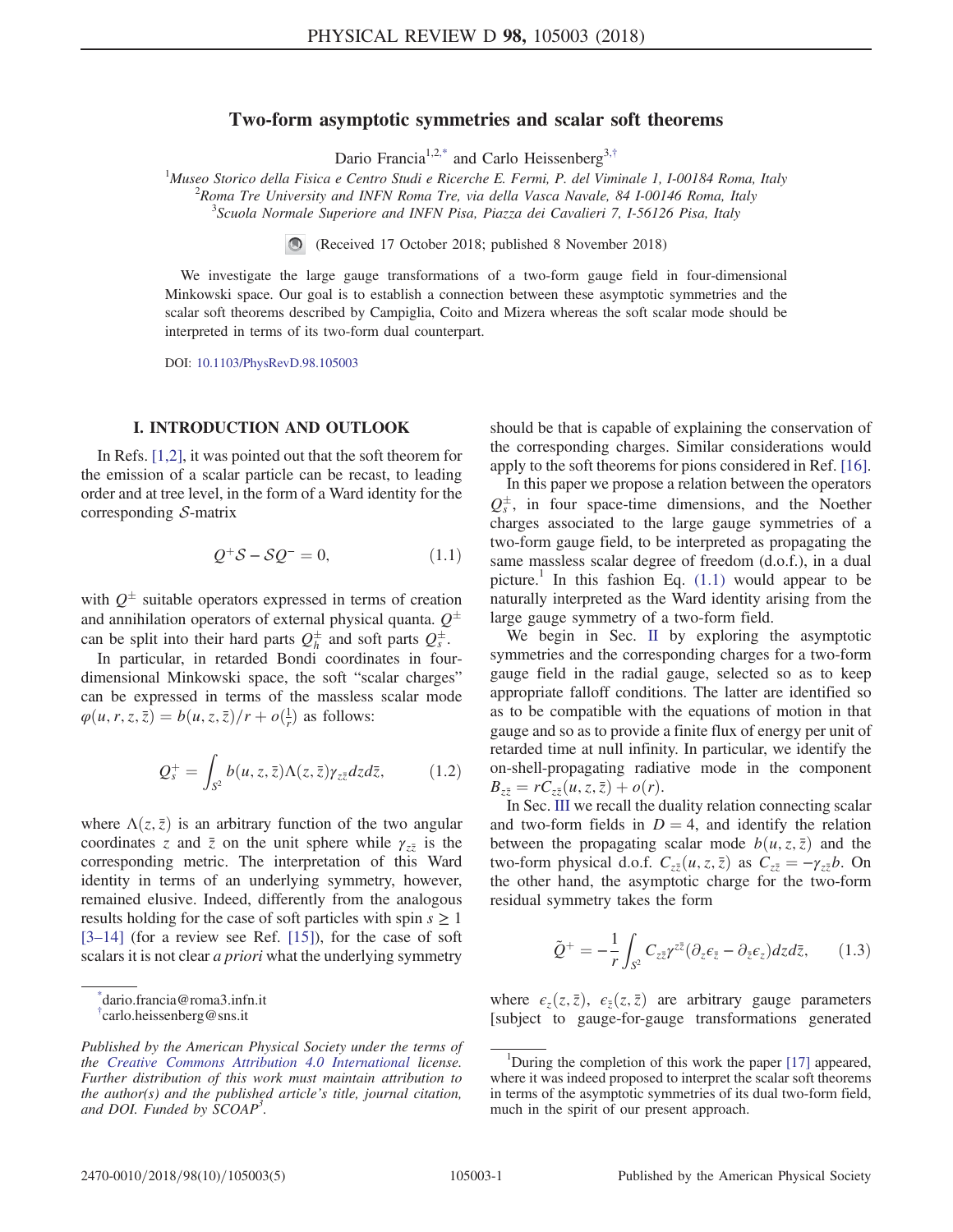# Two-form asymptotic symmetries and scalar soft theorems

Dario Francia[1,2,*] and Carlo Heissenberg[3,†]

[1]*Museo Storico della Fisica e Centro Studi e Ricerche E. Fermi, P. del Viminale 1, I-00184 Roma, Italy*
[2]*Roma Tre University and INFN Roma Tre, via della Vasca Navale, 84 I-00146 Roma, Italy*
[3]*Scuola Normale Superiore and INFN Pisa, Piazza dei Cavalieri 7, I-56126 Pisa, Italy*

(Received 17 October 2018; published 8 November 2018)

We investigate the large gauge transformations of a two-form gauge field in four-dimensional Minkowski space. Our goal is to establish a connection between these asymptotic symmetries and the scalar soft theorems described by Campiglia, Coito and Mizera whereas the soft scalar mode should be interpreted in terms of its two-form dual counterpart.

DOI: 10.1103/PhysRevD.98.105003

## I. INTRODUCTION AND OUTLOOK

In Refs. [1,2], it was pointed out that the soft theorem for the emission of a scalar particle can be recast, to leading order and at tree level, in the form of a Ward identity for the corresponding $\mathcal{S}$-matrix

$$Q^{+}\mathcal{S} - \mathcal{S}Q^{-} = 0, \tag{1.1}$$

with $Q^{\pm}$ suitable operators expressed in terms of creation and annihilation operators of external physical quanta. $Q^{\pm}$ can be split into their hard parts $Q_h^{\pm}$ and soft parts $Q_s^{\pm}$.

In particular, in retarded Bondi coordinates in four-dimensional Minkowski space, the soft "scalar charges" can be expressed in terms of the massless scalar mode $\varphi(u, r, z, \bar{z}) = b(u, z, \bar{z})/r + o(\frac{1}{r})$ as follows:

$$Q_s^{+} = \int_{S^2} b(u, z, \bar{z})\Lambda(z, \bar{z})\gamma_{z\bar{z}}dzd\bar{z}, \tag{1.2}$$

where $\Lambda(z, \bar{z})$ is an arbitrary function of the two angular coordinates $z$ and $\bar{z}$ on the unit sphere while $\gamma_{z\bar{z}}$ is the corresponding metric. The interpretation of this Ward identity in terms of an underlying symmetry, however, remained elusive. Indeed, differently from the analogous results holding for the case of soft particles with spin $s \geq 1$ [3–14] (for a review see Ref. [15]), for the case of soft scalars it is not clear *a priori* what the underlying symmetry should be that is capable of explaining the conservation of the corresponding charges. Similar considerations would apply to the soft theorems for pions considered in Ref. [16].

In this paper we propose a relation between the operators $Q_s^{\pm}$, in four space-time dimensions, and the Noether charges associated to the large gauge symmetries of a two-form gauge field, to be interpreted as propagating the same massless scalar degree of freedom (d.o.f.), in a dual picture.[1] In this fashion Eq. (1.1) would appear to be naturally interpreted as the Ward identity arising from the large gauge symmetry of a two-form field.

We begin in Sec. II by exploring the asymptotic symmetries and the corresponding charges for a two-form gauge field in the radial gauge, selected so as to keep appropriate falloff conditions. The latter are identified so as to be compatible with the equations of motion in that gauge and so as to provide a finite flux of energy per unit of retarded time at null infinity. In particular, we identify the on-shell-propagating radiative mode in the component $B_{z\bar{z}} = rC_{z\bar{z}}(u, z, \bar{z}) + o(r)$.

In Sec. III we recall the duality relation connecting scalar and two-form fields in $D = 4$, and identify the relation between the propagating scalar mode $b(u, z, \bar{z})$ and the two-form physical d.o.f. $C_{z\bar{z}}(u, z, \bar{z})$ as $C_{z\bar{z}} = -\gamma_{z\bar{z}}b$. On the other hand, the asymptotic charge for the two-form residual symmetry takes the form

$$\tilde{Q}^{+} = -\frac{1}{r}\int_{S^2} C_{z\bar{z}}\gamma^{z\bar{z}}(\partial_z\epsilon_{\bar{z}} - \partial_{\bar{z}}\epsilon_z)dzd\bar{z}, \tag{1.3}$$

where $\epsilon_z(z, \bar{z})$, $\epsilon_{\bar{z}}(z, \bar{z})$ are arbitrary gauge parameters [subject to gauge-for-gauge transformations generated

---

[*] dario.francia@roma3.infn.it
[†] carlo.heissenberg@sns.it

*Published by the American Physical Society under the terms of the Creative Commons Attribution 4.0 International license. Further distribution of this work must maintain attribution to the author(s) and the published article's title, journal citation, and DOI. Funded by SCOAP[3].*

[1] During the completion of this work the paper [17] appeared, where it was indeed proposed to interpret the scalar soft theorems in terms of the asymptotic symmetries of its dual two-form field, much in the spirit of our present approach.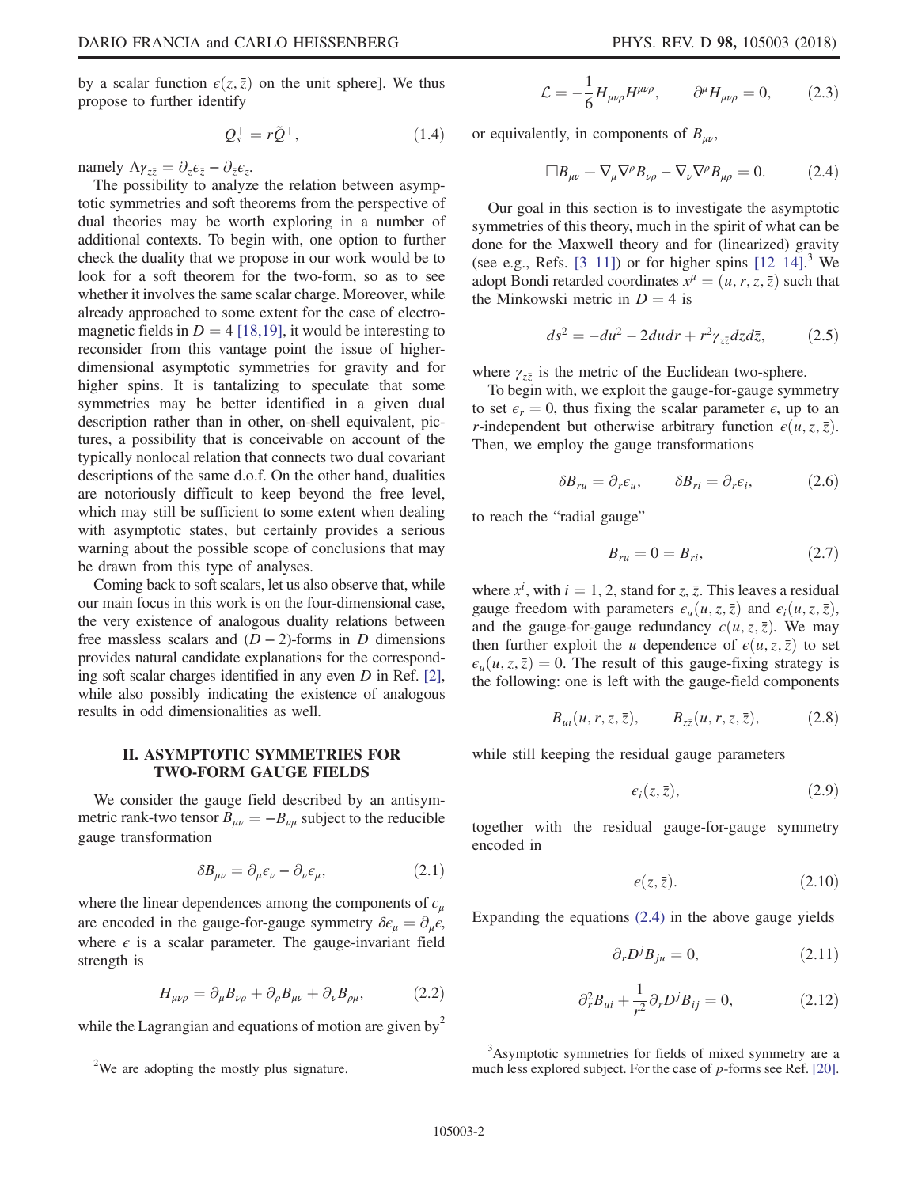by a scalar function $\epsilon(z,\bar{z})$ on the unit sphere]. We thus propose to further identify

$$Q_s^+ = r\tilde{Q}^+, \tag{1.4}$$

namely $\Lambda\gamma_{z\bar{z}} = \partial_z\epsilon_{\bar{z}} - \partial_{\bar{z}}\epsilon_z$.

The possibility to analyze the relation between asymptotic symmetries and soft theorems from the perspective of dual theories may be worth exploring in a number of additional contexts. To begin with, one option to further check the duality that we propose in our work would be to look for a soft theorem for the two-form, so as to see whether it involves the same scalar charge. Moreover, while already approached to some extent for the case of electromagnetic fields in $D=4$ [18,19], it would be interesting to reconsider from this vantage point the issue of higher-dimensional asymptotic symmetries for gravity and for higher spins. It is tantalizing to speculate that some symmetries may be better identified in a given dual description rather than in other, on-shell equivalent, pictures, a possibility that is conceivable on account of the typically nonlocal relation that connects two dual covariant descriptions of the same d.o.f. On the other hand, dualities are notoriously difficult to keep beyond the free level, which may still be sufficient to some extent when dealing with asymptotic states, but certainly provides a serious warning about the possible scope of conclusions that may be drawn from this type of analyses.

Coming back to soft scalars, let us also observe that, while our main focus in this work is on the four-dimensional case, the very existence of analogous duality relations between free massless scalars and $(D-2)$-forms in $D$ dimensions provides natural candidate explanations for the corresponding soft scalar charges identified in any even $D$ in Ref. [2], while also possibly indicating the existence of analogous results in odd dimensionalities as well.

## II. ASYMPTOTIC SYMMETRIES FOR TWO-FORM GAUGE FIELDS

We consider the gauge field described by an antisymmetric rank-two tensor $B_{\mu\nu} = -B_{\nu\mu}$ subject to the reducible gauge transformation

$$\delta B_{\mu\nu} = \partial_\mu\epsilon_\nu - \partial_\nu\epsilon_\mu, \tag{2.1}$$

where the linear dependences among the components of $\epsilon_\mu$ are encoded in the gauge-for-gauge symmetry $\delta\epsilon_\mu = \partial_\mu\epsilon$, where $\epsilon$ is a scalar parameter. The gauge-invariant field strength is

$$H_{\mu\nu\rho} = \partial_\mu B_{\nu\rho} + \partial_\rho B_{\mu\nu} + \partial_\nu B_{\rho\mu}, \tag{2.2}$$

while the Lagrangian and equations of motion are given by[2]

$$\mathcal{L} = -\frac{1}{6}H_{\mu\nu\rho}H^{\mu\nu\rho}, \qquad \partial^\mu H_{\mu\nu\rho} = 0, \tag{2.3}$$

or equivalently, in components of $B_{\mu\nu}$,

$$\Box B_{\mu\nu} + \nabla_\mu\nabla^\rho B_{\nu\rho} - \nabla_\nu\nabla^\rho B_{\mu\rho} = 0. \tag{2.4}$$

Our goal in this section is to investigate the asymptotic symmetries of this theory, much in the spirit of what can be done for the Maxwell theory and for (linearized) gravity (see e.g., Refs. [3–11]) or for higher spins [12–14].[3] We adopt Bondi retarded coordinates $x^\mu = (u, r, z, \bar{z})$ such that the Minkowski metric in $D=4$ is

$$ds^2 = -du^2 - 2dudr + r^2\gamma_{z\bar{z}}dzd\bar{z}, \tag{2.5}$$

where $\gamma_{z\bar{z}}$ is the metric of the Euclidean two-sphere.

To begin with, we exploit the gauge-for-gauge symmetry to set $\epsilon_r = 0$, thus fixing the scalar parameter $\epsilon$, up to an $r$-independent but otherwise arbitrary function $\epsilon(u,z,\bar{z})$. Then, we employ the gauge transformations

$$\delta B_{ru} = \partial_r\epsilon_u, \qquad \delta B_{ri} = \partial_r\epsilon_i, \tag{2.6}$$

to reach the "radial gauge"

$$B_{ru} = 0 = B_{ri}, \tag{2.7}$$

where $x^i$, with $i=1,2$, stand for $z, \bar{z}$. This leaves a residual gauge freedom with parameters $\epsilon_u(u,z,\bar{z})$ and $\epsilon_i(u,z,\bar{z})$, and the gauge-for-gauge redundancy $\epsilon(u,z,\bar{z})$. We may then further exploit the $u$ dependence of $\epsilon(u,z,\bar{z})$ to set $\epsilon_u(u,z,\bar{z}) = 0$. The result of this gauge-fixing strategy is the following: one is left with the gauge-field components

$$B_{ui}(u,r,z,\bar{z}), \qquad B_{z\bar{z}}(u,r,z,\bar{z}), \tag{2.8}$$

while still keeping the residual gauge parameters

$$\epsilon_i(z,\bar{z}), \tag{2.9}$$

together with the residual gauge-for-gauge symmetry encoded in

$$\epsilon(z,\bar{z}). \tag{2.10}$$

Expanding the equations (2.4) in the above gauge yields

$$\partial_r D^j B_{ju} = 0, \tag{2.11}$$

$$\partial_r^2 B_{ui} + \frac{1}{r^2}\partial_r D^j B_{ij} = 0, \tag{2.12}$$

[2] We are adopting the mostly plus signature.

[3] Asymptotic symmetries for fields of mixed symmetry are a much less explored subject. For the case of $p$-forms see Ref. [20].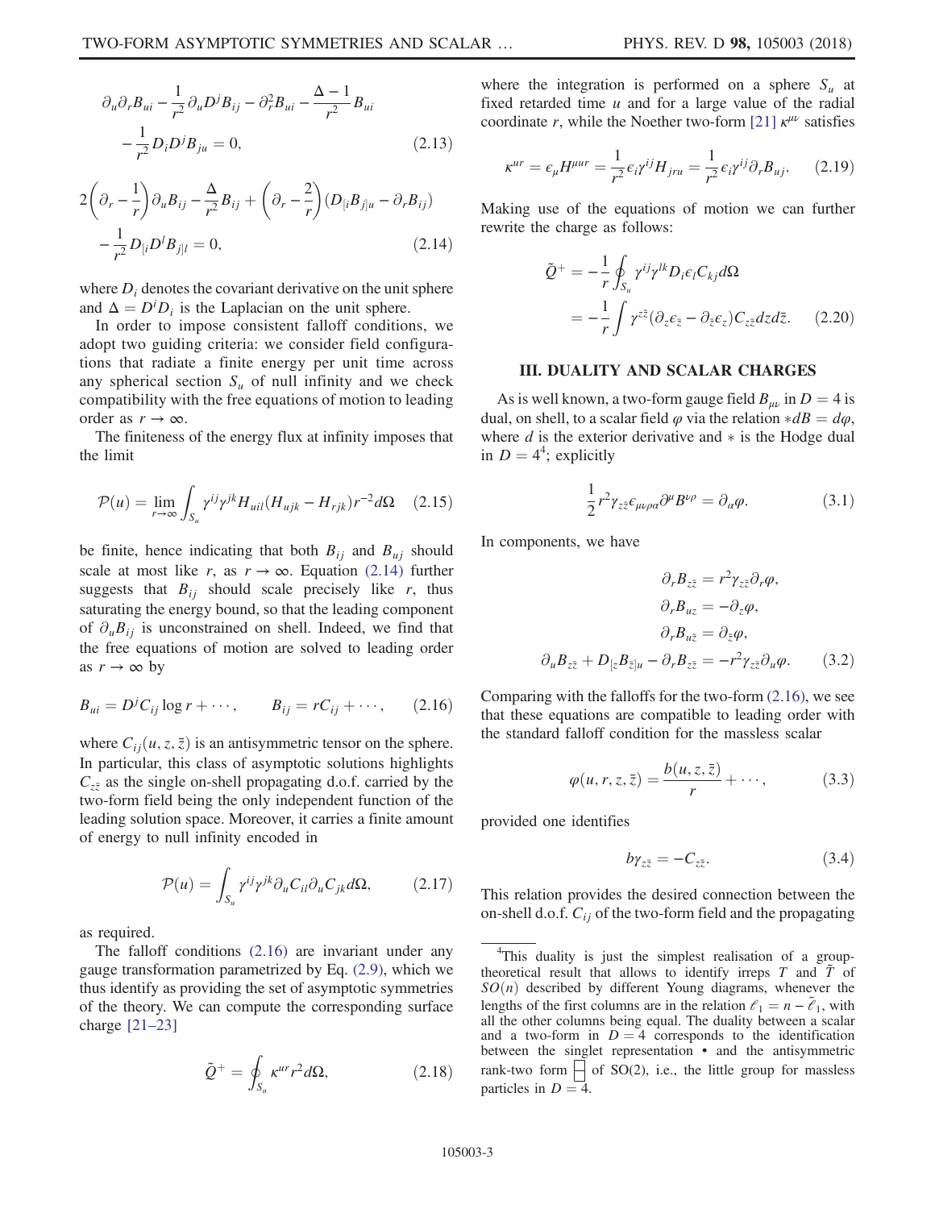$$\partial_u \partial_r B_{ui} - \frac{1}{r^2}\partial_u D^j B_{ij} - \partial_r^2 B_{ui} - \frac{\Delta - 1}{r^2} B_{ui} - \frac{1}{r^2} D_i D^j B_{ju} = 0, \tag{2.13}$$

$$2\left(\partial_r - \frac{1}{r}\right)\partial_u B_{ij} - \frac{\Delta}{r^2} B_{ij} + \left(\partial_r - \frac{2}{r}\right)(D_{[i} B_{j]u} - \partial_r B_{ij}) - \frac{1}{r^2} D_{[i} D^l B_{j]l} = 0, \tag{2.14}$$

where $D_i$ denotes the covariant derivative on the unit sphere and $\Delta = D^i D_i$ is the Laplacian on the unit sphere.

In order to impose consistent falloff conditions, we adopt two guiding criteria: we consider field configurations that radiate a finite energy per unit time across any spherical section $S_u$ of null infinity and we check compatibility with the free equations of motion to leading order as $r \to \infty$.

The finiteness of the energy flux at infinity imposes that the limit

$$\mathcal{P}(u) = \lim_{r\to\infty} \int_{S_u} \gamma^{ij}\gamma^{jk} H_{uil}(H_{ujk} - H_{rjk}) r^{-2} d\Omega \tag{2.15}$$

be finite, hence indicating that both $B_{ij}$ and $B_{uj}$ should scale at most like $r$, as $r \to \infty$. Equation (2.14) further suggests that $B_{ij}$ should scale precisely like $r$, thus saturating the energy bound, so that the leading component of $\partial_u B_{ij}$ is unconstrained on shell. Indeed, we find that the free equations of motion are solved to leading order as $r \to \infty$ by

$$B_{ui} = D^j C_{ij} \log r + \cdots, \qquad B_{ij} = r C_{ij} + \cdots, \tag{2.16}$$

where $C_{ij}(u, z, \bar{z})$ is an antisymmetric tensor on the sphere. In particular, this class of asymptotic solutions highlights $C_{z\bar{z}}$ as the single on-shell propagating d.o.f. carried by the two-form field being the only independent function of the leading solution space. Moreover, it carries a finite amount of energy to null infinity encoded in

$$\mathcal{P}(u) = \int_{S_u} \gamma^{ij}\gamma^{jk} \partial_u C_{il} \partial_u C_{jk} d\Omega, \tag{2.17}$$

as required.

The falloff conditions (2.16) are invariant under any gauge transformation parametrized by Eq. (2.9), which we thus identify as providing the set of asymptotic symmetries of the theory. We can compute the corresponding surface charge [21–23]

$$\tilde{Q}^+ = \oint_{S_u} \kappa^{ur} r^2 d\Omega, \tag{2.18}$$

where the integration is performed on a sphere $S_u$ at fixed retarded time $u$ and for a large value of the radial coordinate $r$, while the Noether two-form [21] $\kappa^{\mu\nu}$ satisfies

$$\kappa^{ur} = \epsilon_\mu H^{\mu ur} = \frac{1}{r^2}\epsilon_i \gamma^{ij} H_{jru} = \frac{1}{r^2}\epsilon_i \gamma^{ij} \partial_r B_{uj}. \tag{2.19}$$

Making use of the equations of motion we can further rewrite the charge as follows:

$$\begin{aligned}
\tilde{Q}^+ &= -\frac{1}{r}\oint_{S_u} \gamma^{ij}\gamma^{lk} D_i \epsilon_l C_{kj} d\Omega \\
&= -\frac{1}{r}\int \gamma^{z\bar{z}}(\partial_z \epsilon_{\bar{z}} - \partial_{\bar{z}}\epsilon_z) C_{z\bar{z}} dz d\bar{z}.
\end{aligned} \tag{2.20}$$

## III. DUALITY AND SCALAR CHARGES

As is well known, a two-form gauge field $B_{\mu\nu}$ in $D = 4$ is dual, on shell, to a scalar field $\varphi$ via the relation $*dB = d\varphi$, where $d$ is the exterior derivative and $*$ is the Hodge dual in $D = 4$[4]; explicitly

$$\frac{1}{2} r^2 \gamma_{z\bar{z}} \epsilon_{\mu\nu\rho\alpha} \partial^\mu B^{\nu\rho} = \partial_\alpha \varphi. \tag{3.1}$$

In components, we have

$$\begin{aligned}
\partial_r B_{z\bar{z}} &= r^2 \gamma_{z\bar{z}} \partial_r \varphi, \\
\partial_r B_{uz} &= -\partial_z \varphi, \\
\partial_r B_{u\bar{z}} &= \partial_{\bar{z}} \varphi, \\
\partial_u B_{z\bar{z}} + D_{[z} B_{\bar{z}]u} - \partial_r B_{z\bar{z}} &= -r^2 \gamma_{z\bar{z}} \partial_u \varphi.
\end{aligned} \tag{3.2}$$

Comparing with the falloffs for the two-form (2.16), we see that these equations are compatible to leading order with the standard falloff condition for the massless scalar

$$\varphi(u, r, z, \bar{z}) = \frac{b(u, z, \bar{z})}{r} + \cdots, \tag{3.3}$$

provided one identifies

$$b \gamma_{z\bar{z}} = -C_{z\bar{z}}. \tag{3.4}$$

This relation provides the desired connection between the on-shell d.o.f. $C_{ij}$ of the two-form field and the propagating

[4] This duality is just the simplest realisation of a group-theoretical result that allows to identify irreps $T$ and $\tilde{T}$ of $SO(n)$ described by different Young diagrams, whenever the lengths of the first columns are in the relation $\ell_1 = n - \tilde{\ell}_1$, with all the other columns being equal. The duality between a scalar and a two-form in $D = 4$ corresponds to the identification between the singlet representation • and the antisymmetric rank-two form $\boxminus$ of SO(2), i.e., the little group for massless particles in $D = 4$.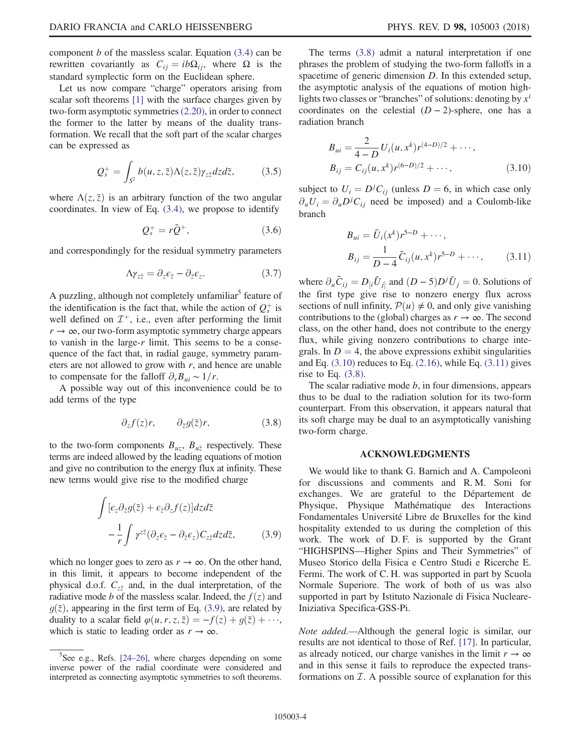component $b$ of the massless scalar. Equation (3.4) can be rewritten covariantly as $C_{ij} = ib\Omega_{ij}$, where $\Omega$ is the standard symplectic form on the Euclidean sphere.

Let us now compare "charge" operators arising from scalar soft theorems [1] with the surface charges given by two-form asymptotic symmetries (2.20), in order to connect the former to the latter by means of the duality transformation. We recall that the soft part of the scalar charges can be expressed as

$$Q_s^+ = \int_{S^2} b(u, z, \bar{z})\Lambda(z, \bar{z})\gamma_{z\bar{z}} dz d\bar{z}, \tag{3.5}$$

where $\Lambda(z, \bar{z})$ is an arbitrary function of the two angular coordinates. In view of Eq. (3.4), we propose to identify

$$Q_s^+ = r\tilde{Q}^+, \tag{3.6}$$

and correspondingly for the residual symmetry parameters

$$\Lambda\gamma_{z\bar{z}} = \partial_z\epsilon_{\bar{z}} - \partial_{\bar{z}}\epsilon_z. \tag{3.7}$$

A puzzling, although not completely unfamiliar[5] feature of the identification is the fact that, while the action of $Q_s^+$ is well defined on $\mathcal{I}^+$, i.e., even after performing the limit $r \to \infty$, our two-form asymptotic symmetry charge appears to vanish in the large-$r$ limit. This seems to be a consequence of the fact that, in radial gauge, symmetry parameters are not allowed to grow with $r$, and hence are unable to compensate for the falloff $\partial_r B_{ui} \sim 1/r$.

A possible way out of this inconvenience could be to add terms of the type

$$\partial_z f(z) r, \qquad \partial_{\bar{z}} g(\bar{z}) r, \tag{3.8}$$

to the two-form components $B_{uz}$, $B_{u\bar{z}}$ respectively. These terms are indeed allowed by the leading equations of motion and give no contribution to the energy flux at infinity. These new terms would give rise to the modified charge

$$\int [\epsilon_z \partial_{\bar{z}} g(\bar{z}) + \epsilon_{\bar{z}} \partial_z f(z)] dz d\bar{z} \\ - \frac{1}{r}\int \gamma^{z\bar{z}}(\partial_z\epsilon_{\bar{z}} - \partial_{\bar{z}}\epsilon_z) C_{z\bar{z}} dz d\bar{z}, \tag{3.9}$$

which no longer goes to zero as $r \to \infty$. On the other hand, in this limit, it appears to become independent of the physical d.o.f. $C_{z\bar{z}}$ and, in the dual interpretation, of the radiative mode $b$ of the massless scalar. Indeed, the $f(z)$ and $g(\bar{z})$, appearing in the first term of Eq. (3.9), are related by duality to a scalar field $\varphi(u, r, z, \bar{z}) = -f(z) + g(\bar{z}) + \cdots$, which is static to leading order as $r \to \infty$.

The terms (3.8) admit a natural interpretation if one phrases the problem of studying the two-form falloffs in a spacetime of generic dimension $D$. In this extended setup, the asymptotic analysis of the equations of motion highlights two classes or "branches" of solutions: denoting by $x^i$ coordinates on the celestial $(D-2)$-sphere, one has a radiation branch

$$B_{ui} = \frac{2}{4-D} U_i(u, x^k) r^{(4-D)/2} + \cdots, \\ B_{ij} = C_{ij}(u, x^k) r^{(6-D)/2} + \cdots, \tag{3.10}$$

subject to $U_i = D^j C_{ij}$ (unless $D = 6$, in which case only $\partial_u U_i = \partial_u D^j C_{ij}$ need be imposed) and a Coulomb-like branch

$$B_{ui} = \tilde{U}_i(x^k) r^{5-D} + \cdots, \\ B_{ij} = \frac{1}{D-4}\tilde{C}_{ij}(u, x^k) r^{5-D} + \cdots, \tag{3.11}$$

where $\partial_u \tilde{C}_{ij} = D_{[i}\tilde{U}_{j]}$ and $(D-5)D^j\tilde{U}_j = 0$. Solutions of the first type give rise to nonzero energy flux across sections of null infinity, $\mathcal{P}(u) \neq 0$, and only give vanishing contributions to the (global) charges as $r \to \infty$. The second class, on the other hand, does not contribute to the energy flux, while giving nonzero contributions to charge integrals. In $D = 4$, the above expressions exhibit singularities and Eq. (3.10) reduces to Eq. (2.16), while Eq. (3.11) gives rise to Eq. (3.8).

The scalar radiative mode $b$, in four dimensions, appears thus to be dual to the radiation solution for its two-form counterpart. From this observation, it appears natural that its soft charge may be dual to an asymptotically vanishing two-form charge.

## ACKNOWLEDGMENTS

We would like to thank G. Barnich and A. Campoleoni for discussions and comments and R. M. Soni for exchanges. We are grateful to the Département de Physique, Physique Mathématique des Interactions Fondamentales Université Libre de Bruxelles for the kind hospitality extended to us during the completion of this work. The work of D. F. is supported by the Grant "HIGHSPINS—Higher Spins and Their Symmetries" of Museo Storico della Fisica e Centro Studi e Ricerche E. Fermi. The work of C. H. was supported in part by Scuola Normale Superiore. The work of both of us was also supported in part by Istituto Nazionale di Fisica Nucleare-Iniziativa Specifica-GSS-Pi.

*Note added.*—Although the general logic is similar, our results are not identical to those of Ref. [17]. In particular, as already noticed, our charge vanishes in the limit $r \to \infty$ and in this sense it fails to reproduce the expected transformations on $\mathcal{I}$. A possible source of explanation for this

[5] See e.g., Refs. [24–26], where charges depending on some inverse power of the radial coordinate were considered and interpreted as connecting asymptotic symmetries to soft theorems.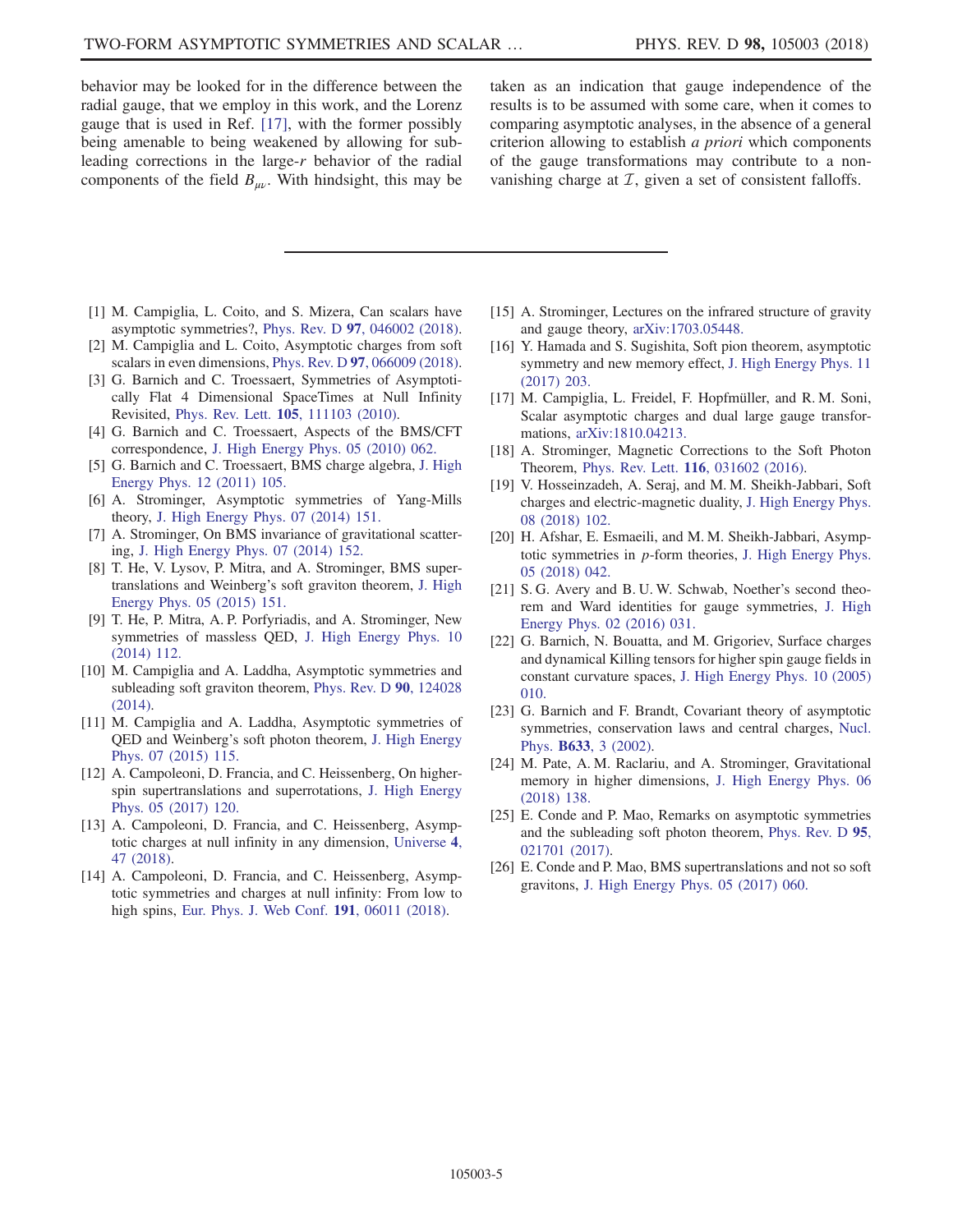behavior may be looked for in the difference between the radial gauge, that we employ in this work, and the Lorenz gauge that is used in Ref. [17], with the former possibly being amenable to being weakened by allowing for subleading corrections in the large-$r$ behavior of the radial components of the field $B_{\mu\nu}$. With hindsight, this may be taken as an indication that gauge independence of the results is to be assumed with some care, when it comes to comparing asymptotic analyses, in the absence of a general criterion allowing to establish *a priori* which components of the gauge transformations may contribute to a nonvanishing charge at $\mathcal{I}$, given a set of consistent falloffs.

---

[1] M. Campiglia, L. Coito, and S. Mizera, Can scalars have asymptotic symmetries?, Phys. Rev. D **97**, 046002 (2018).

[2] M. Campiglia and L. Coito, Asymptotic charges from soft scalars in even dimensions, Phys. Rev. D **97**, 066009 (2018).

[3] G. Barnich and C. Troessaert, Symmetries of Asymptotically Flat 4 Dimensional SpaceTimes at Null Infinity Revisited, Phys. Rev. Lett. **105**, 111103 (2010).

[4] G. Barnich and C. Troessaert, Aspects of the BMS/CFT correspondence, J. High Energy Phys. 05 (2010) 062.

[5] G. Barnich and C. Troessaert, BMS charge algebra, J. High Energy Phys. 12 (2011) 105.

[6] A. Strominger, Asymptotic symmetries of Yang-Mills theory, J. High Energy Phys. 07 (2014) 151.

[7] A. Strominger, On BMS invariance of gravitational scattering, J. High Energy Phys. 07 (2014) 152.

[8] T. He, V. Lysov, P. Mitra, and A. Strominger, BMS supertranslations and Weinberg's soft graviton theorem, J. High Energy Phys. 05 (2015) 151.

[9] T. He, P. Mitra, A. P. Porfyriadis, and A. Strominger, New symmetries of massless QED, J. High Energy Phys. 10 (2014) 112.

[10] M. Campiglia and A. Laddha, Asymptotic symmetries and subleading soft graviton theorem, Phys. Rev. D **90**, 124028 (2014).

[11] M. Campiglia and A. Laddha, Asymptotic symmetries of QED and Weinberg's soft photon theorem, J. High Energy Phys. 07 (2015) 115.

[12] A. Campoleoni, D. Francia, and C. Heissenberg, On higher-spin supertranslations and superrotations, J. High Energy Phys. 05 (2017) 120.

[13] A. Campoleoni, D. Francia, and C. Heissenberg, Asymptotic charges at null infinity in any dimension, Universe **4**, 47 (2018).

[14] A. Campoleoni, D. Francia, and C. Heissenberg, Asymptotic symmetries and charges at null infinity: From low to high spins, Eur. Phys. J. Web Conf. **191**, 06011 (2018).

[15] A. Strominger, Lectures on the infrared structure of gravity and gauge theory, arXiv:1703.05448.

[16] Y. Hamada and S. Sugishita, Soft pion theorem, asymptotic symmetry and new memory effect, J. High Energy Phys. 11 (2017) 203.

[17] M. Campiglia, L. Freidel, F. Hopfmüller, and R. M. Soni, Scalar asymptotic charges and dual large gauge transformations, arXiv:1810.04213.

[18] A. Strominger, Magnetic Corrections to the Soft Photon Theorem, Phys. Rev. Lett. **116**, 031602 (2016).

[19] V. Hosseinzadeh, A. Seraj, and M. M. Sheikh-Jabbari, Soft charges and electric-magnetic duality, J. High Energy Phys. 08 (2018) 102.

[20] H. Afshar, E. Esmaeili, and M. M. Sheikh-Jabbari, Asymptotic symmetries in $p$-form theories, J. High Energy Phys. 05 (2018) 042.

[21] S. G. Avery and B. U. W. Schwab, Noether's second theorem and Ward identities for gauge symmetries, J. High Energy Phys. 02 (2016) 031.

[22] G. Barnich, N. Bouatta, and M. Grigoriev, Surface charges and dynamical Killing tensors for higher spin gauge fields in constant curvature spaces, J. High Energy Phys. 10 (2005) 010.

[23] G. Barnich and F. Brandt, Covariant theory of asymptotic symmetries, conservation laws and central charges, Nucl. Phys. **B633**, 3 (2002).

[24] M. Pate, A. M. Raclariu, and A. Strominger, Gravitational memory in higher dimensions, J. High Energy Phys. 06 (2018) 138.

[25] E. Conde and P. Mao, Remarks on asymptotic symmetries and the subleading soft photon theorem, Phys. Rev. D **95**, 021701 (2017).

[26] E. Conde and P. Mao, BMS supertranslations and not so soft gravitons, J. High Energy Phys. 05 (2017) 060.